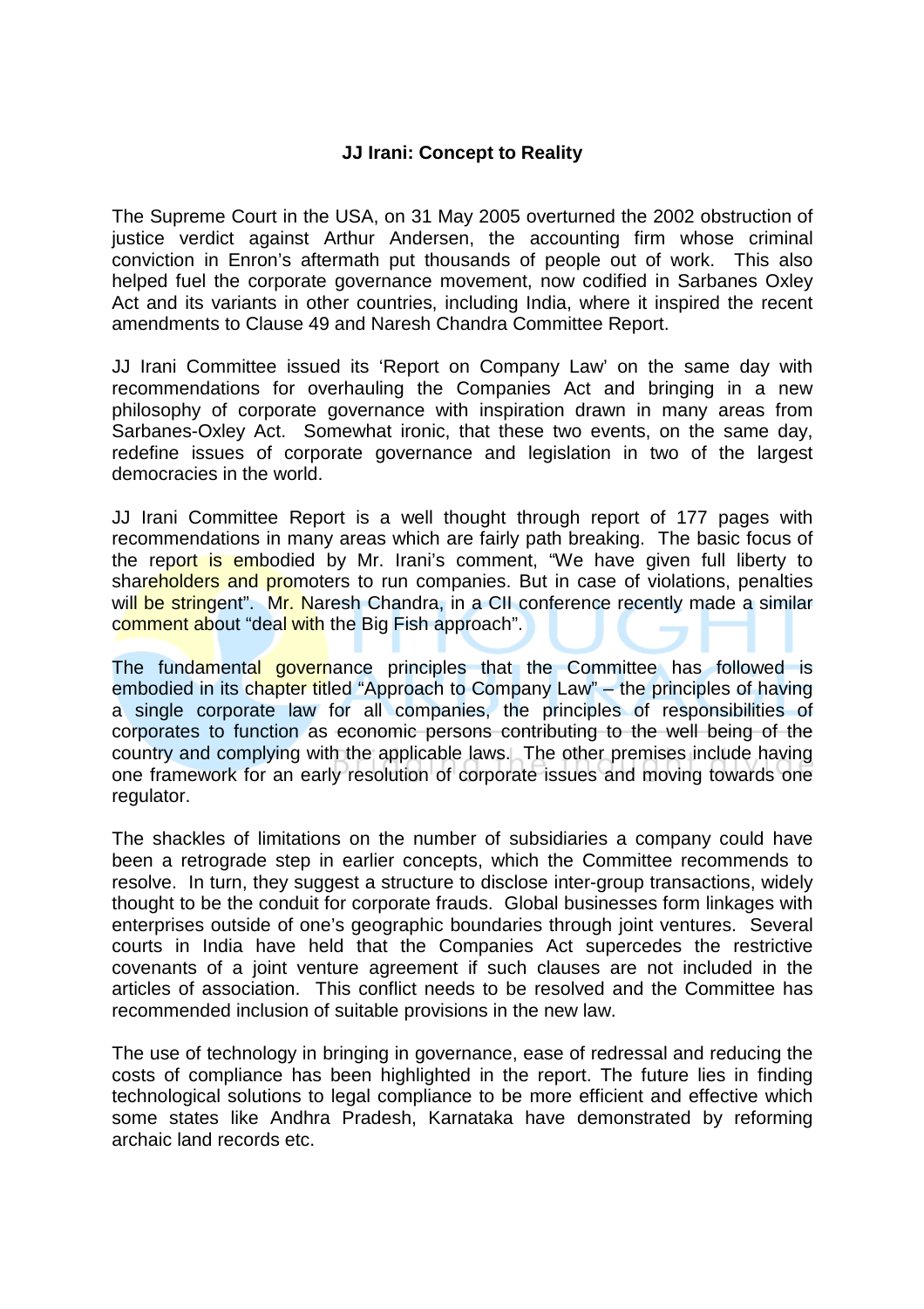**JJ Irani: Concept to Reality**

The Supreme Court in the USA, on 31 May 2005 overturned the 2002 obstruction of justice verdict against Arthur Andersen, the accounting firm whose criminal conviction in Enron's aftermath put thousands of people out of work. This also helped fuel the corporate governance movement, now codified in Sarbanes Oxley Act and its variants in other countries, including India, where it inspired the recent amendments to Clause 49 and Naresh Chandra Committee Report.

JJ Irani Committee issued its 'Report on Company Law' on the same day with recommendations for overhauling the Companies Act and bringing in a new philosophy of corporate governance with inspiration drawn in many areas from Sarbanes-Oxley Act. Somewhat ironic, that these two events, on the same day, redefine issues of corporate governance and legislation in two of the largest democracies in the world.

JJ Irani Committee Report is a well thought through report of 177 pages with recommendations in many areas which are fairly path breaking. The basic focus of the report is embodied by Mr. Irani's comment, "We have given full liberty to shareholders and promoters to run companies. But in case of violations, penalties will be stringent". Mr. Naresh Chandra, in a CII conference recently made a similar comment about "deal with the Big Fish approach".

The fundamental governance principles that the Committee has followed is embodied in its chapter titled "Approach to Company Law" – the principles of having a single corporate law for all companies, the principles of responsibilities of corporates to function as economic persons contributing to the well being of the country and complying with the applicable laws. The other premises include having one framework for an early resolution of corporate issues and moving towards one regulator.

The shackles of limitations on the number of subsidiaries a company could have been a retrograde step in earlier concepts, which the Committee recommends to resolve. In turn, they suggest a structure to disclose inter-group transactions, widely thought to be the conduit for corporate frauds. Global businesses form linkages with enterprises outside of one's geographic boundaries through joint ventures. Several courts in India have held that the Companies Act supercedes the restrictive covenants of a joint venture agreement if such clauses are not included in the articles of association. This conflict needs to be resolved and the Committee has recommended inclusion of suitable provisions in the new law.

The use of technology in bringing in governance, ease of redressal and reducing the costs of compliance has been highlighted in the report. The future lies in finding technological solutions to legal compliance to be more efficient and effective which some states like Andhra Pradesh, Karnataka have demonstrated by reforming archaic land records etc.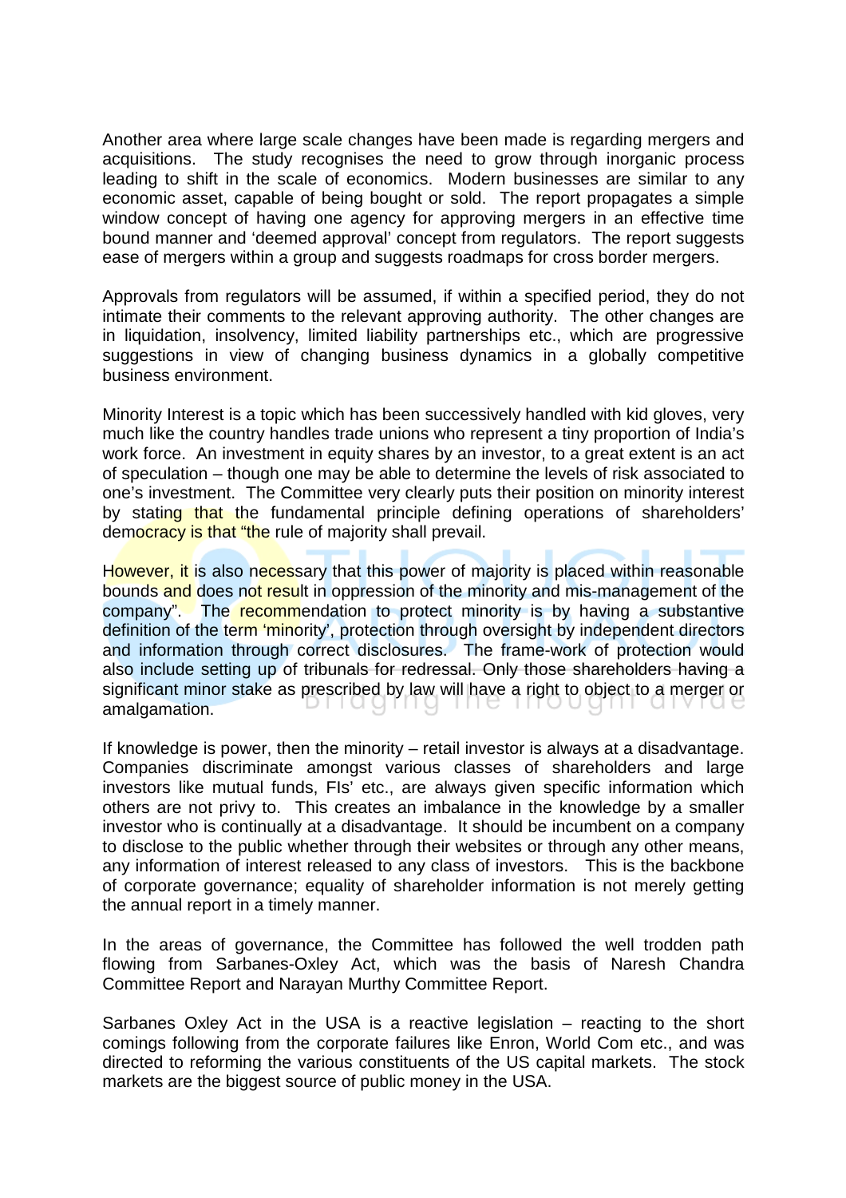Another area where large scale changes have been made is regarding mergers and acquisitions. The study recognises the need to grow through inorganic process leading to shift in the scale of economics. Modern businesses are similar to any economic asset, capable of being bought or sold. The report propagates a simple window concept of having one agency for approving mergers in an effective time bound manner and 'deemed approval' concept from regulators. The report suggests ease of mergers within a group and suggests roadmaps for cross border mergers.

Approvals from regulators will be assumed, if within a specified period, they do not intimate their comments to the relevant approving authority. The other changes are in liquidation, insolvency, limited liability partnerships etc., which are progressive suggestions in view of changing business dynamics in a globally competitive business environment.

Minority Interest is a topic which has been successively handled with kid gloves, very much like the country handles trade unions who represent a tiny proportion of India's work force. An investment in equity shares by an investor, to a great extent is an act of speculation – though one may be able to determine the levels of risk associated to one's investment. The Committee very clearly puts their position on minority interest by stating that the fundamental principle defining operations of shareholders' democracy is that "the rule of majority shall prevail.

However, it is also necessary that this power of majority is placed within reasonable bounds and does not result in oppression of the minority and mis-management of the company". The recommendation to protect minority is by having a substantive definition of the term 'minority', protection through oversight by independent directors and information through correct disclosures. The frame-work of protection would also include setting up of tribunals for redressal. Only those shareholders having a significant minor stake as prescribed by law will have a right to object to a merger or amalgamation.

If knowledge is power, then the minority – retail investor is always at a disadvantage. Companies discriminate amongst various classes of shareholders and large investors like mutual funds, FIs' etc., are always given specific information which others are not privy to. This creates an imbalance in the knowledge by a smaller investor who is continually at a disadvantage. It should be incumbent on a company to disclose to the public whether through their websites or through any other means, any information of interest released to any class of investors. This is the backbone of corporate governance; equality of shareholder information is not merely getting the annual report in a timely manner.

In the areas of governance, the Committee has followed the well trodden path flowing from Sarbanes-Oxley Act, which was the basis of Naresh Chandra Committee Report and Narayan Murthy Committee Report.

Sarbanes Oxley Act in the USA is a reactive legislation – reacting to the short comings following from the corporate failures like Enron, World Com etc., and was directed to reforming the various constituents of the US capital markets. The stock markets are the biggest source of public money in the USA.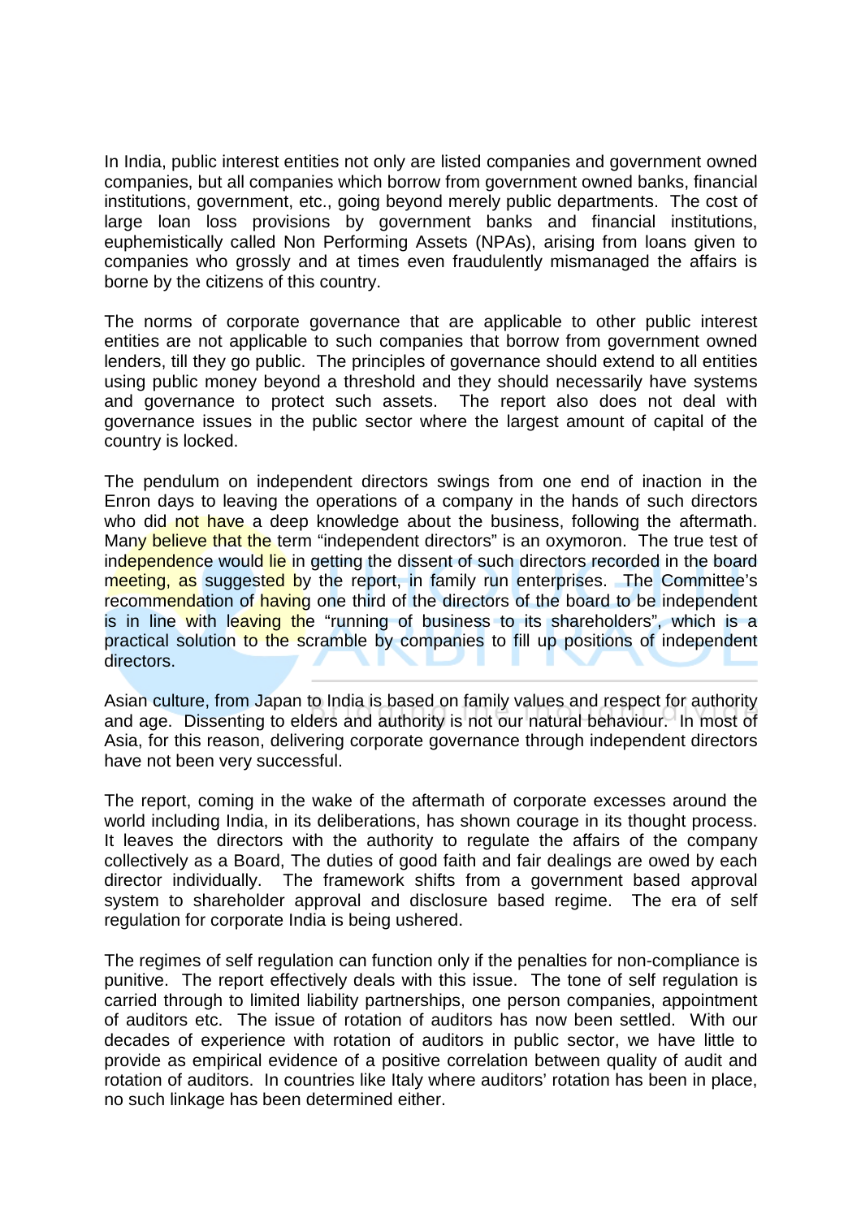In India, public interest entities not only are listed companies and government owned companies, but all companies which borrow from government owned banks, financial institutions, government, etc., going beyond merely public departments. The cost of large loan loss provisions by government banks and financial institutions, euphemistically called Non Performing Assets (NPAs), arising from loans given to companies who grossly and at times even fraudulently mismanaged the affairs is borne by the citizens of this country.

The norms of corporate governance that are applicable to other public interest entities are not applicable to such companies that borrow from government owned lenders, till they go public. The principles of governance should extend to all entities using public money beyond a threshold and they should necessarily have systems and governance to protect such assets. The report also does not deal with governance issues in the public sector where the largest amount of capital of the country is locked.

The pendulum on independent directors swings from one end of inaction in the Enron days to leaving the operations of a company in the hands of such directors who did not have a deep knowledge about the business, following the aftermath. Many believe that the term "independent directors" is an oxymoron. The true test of independence would lie in getting the dissent of such directors recorded in the board meeting, as suggested by the report, in family run enterprises. The Committee's recommendation of having one third of the directors of the board to be independent is in line with leaving the "running of business to its shareholders", which is a practical solution to the scramble by companies to fill up positions of independent directors.

Asian culture, from Japan to India is based on family values and respect for authority and age. Dissenting to elders and authority is not our natural behaviour. In most of Asia, for this reason, delivering corporate governance through independent directors have not been very successful.

The report, coming in the wake of the aftermath of corporate excesses around the world including India, in its deliberations, has shown courage in its thought process. It leaves the directors with the authority to regulate the affairs of the company collectively as a Board, The duties of good faith and fair dealings are owed by each director individually. The framework shifts from a government based approval system to shareholder approval and disclosure based regime. The era of self regulation for corporate India is being ushered.

The regimes of self regulation can function only if the penalties for non-compliance is punitive. The report effectively deals with this issue. The tone of self regulation is carried through to limited liability partnerships, one person companies, appointment of auditors etc. The issue of rotation of auditors has now been settled. With our decades of experience with rotation of auditors in public sector, we have little to provide as empirical evidence of a positive correlation between quality of audit and rotation of auditors. In countries like Italy where auditors' rotation has been in place, no such linkage has been determined either.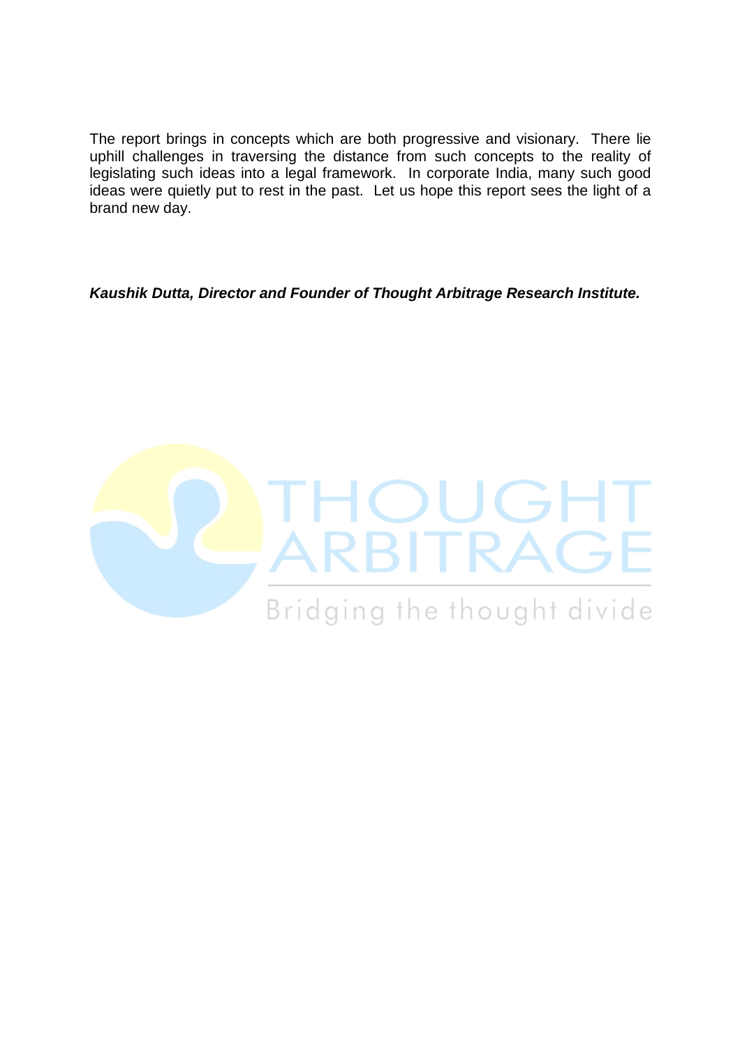The report brings in concepts which are both progressive and visionary. There lie uphill challenges in traversing the distance from such concepts to the reality of legislating such ideas into a legal framework. In corporate India, many such good ideas were quietly put to rest in the past. Let us hope this report sees the light of a brand new day.

***Kaushik Dutta, Director and Founder of Thought Arbitrage Research Institute.***

THOUGHT ARBITRAGE

Bridging the thought divide